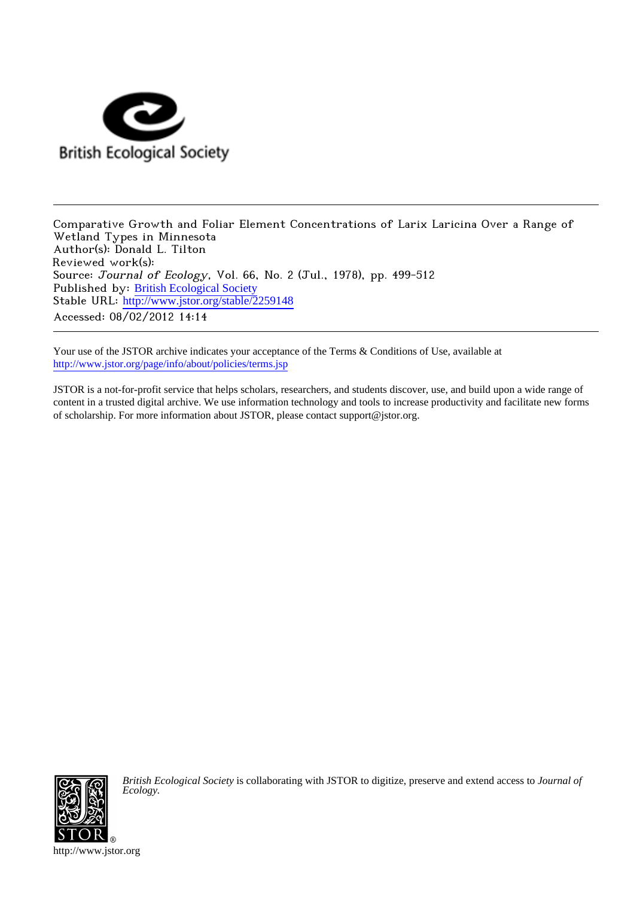British Ecological Society

Comparative Growth and Foliar Element Concentrations of Larix Laricina Over a Range of Wetland Types in Minnesota
Author(s): Donald L. Tilton
Reviewed work(s):
Source: *Journal of Ecology*, Vol. 66, No. 2 (Jul., 1978), pp. 499-512
Published by: British Ecological Society
Stable URL: http://www.jstor.org/stable/2259148
Accessed: 08/02/2012 14:14

---

Your use of the JSTOR archive indicates your acceptance of the Terms & Conditions of Use, available at
http://www.jstor.org/page/info/about/policies/terms.jsp

JSTOR is a not-for-profit service that helps scholars, researchers, and students discover, use, and build upon a wide range of content in a trusted digital archive. We use information technology and tools to increase productivity and facilitate new forms of scholarship. For more information about JSTOR, please contact support@jstor.org.

*British Ecological Society* is collaborating with JSTOR to digitize, preserve and extend access to *Journal of Ecology.*

http://www.jstor.org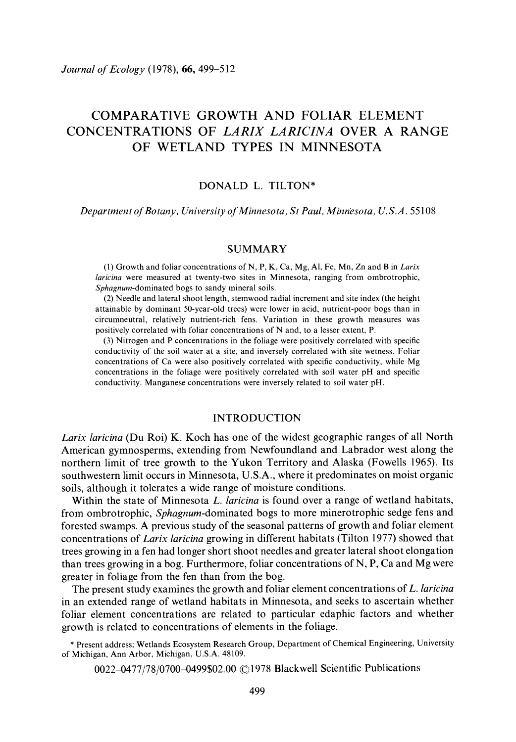# COMPARATIVE GROWTH AND FOLIAR ELEMENT CONCENTRATIONS OF *LARIX LARICINA* OVER A RANGE OF WETLAND TYPES IN MINNESOTA

DONALD L. TILTON*

*Department of Botany, University of Minnesota, St Paul, Minnesota, U.S.A.* 55108

## SUMMARY

(1) Growth and foliar concentrations of N, P, K, Ca, Mg, Al, Fe, Mn, Zn and B in *Larix laricina* were measured at twenty-two sites in Minnesota, ranging from ombrotrophic, *Sphagnum*-dominated bogs to sandy mineral soils.

(2) Needle and lateral shoot length, stemwood radial increment and site index (the height attainable by dominant 50-year-old trees) were lower in acid, nutrient-poor bogs than in circumneutral, relatively nutrient-rich fens. Variation in these growth measures was positively correlated with foliar concentrations of N and, to a lesser extent, P.

(3) Nitrogen and P concentrations in the foliage were positively correlated with specific conductivity of the soil water at a site, and inversely correlated with site wetness. Foliar concentrations of Ca were also positively correlated with specific conductivity, while Mg concentrations in the foliage were positively correlated with soil water pH and specific conductivity. Manganese concentrations were inversely related to soil water pH.

## INTRODUCTION

*Larix laricina* (Du Roi) K. Koch has one of the widest geographic ranges of all North American gymnosperms, extending from Newfoundland and Labrador west along the northern limit of tree growth to the Yukon Territory and Alaska (Fowells 1965). Its southwestern limit occurs in Minnesota, U.S.A., where it predominates on moist organic soils, although it tolerates a wide range of moisture conditions.

Within the state of Minnesota *L. laricina* is found over a range of wetland habitats, from ombrotrophic, *Sphagnum*-dominated bogs to more minerotrophic sedge fens and forested swamps. A previous study of the seasonal patterns of growth and foliar element concentrations of *Larix laricina* growing in different habitats (Tilton 1977) showed that trees growing in a fen had longer short shoot needles and greater lateral shoot elongation than trees growing in a bog. Furthermore, foliar concentrations of N, P, Ca and Mg were greater in foliage from the fen than from the bog.

The present study examines the growth and foliar element concentrations of *L. laricina* in an extended range of wetland habitats in Minnesota, and seeks to ascertain whether foliar element concentrations are related to particular edaphic factors and whether growth is related to concentrations of elements in the foliage.

\* Present address: Wetlands Ecosystem Research Group, Department of Chemical Engineering, University of Michigan, Ann Arbor, Michigan, U.S.A. 48109.

0022–0477/78/0700–0499$02.00 ©1978 Blackwell Scientific Publications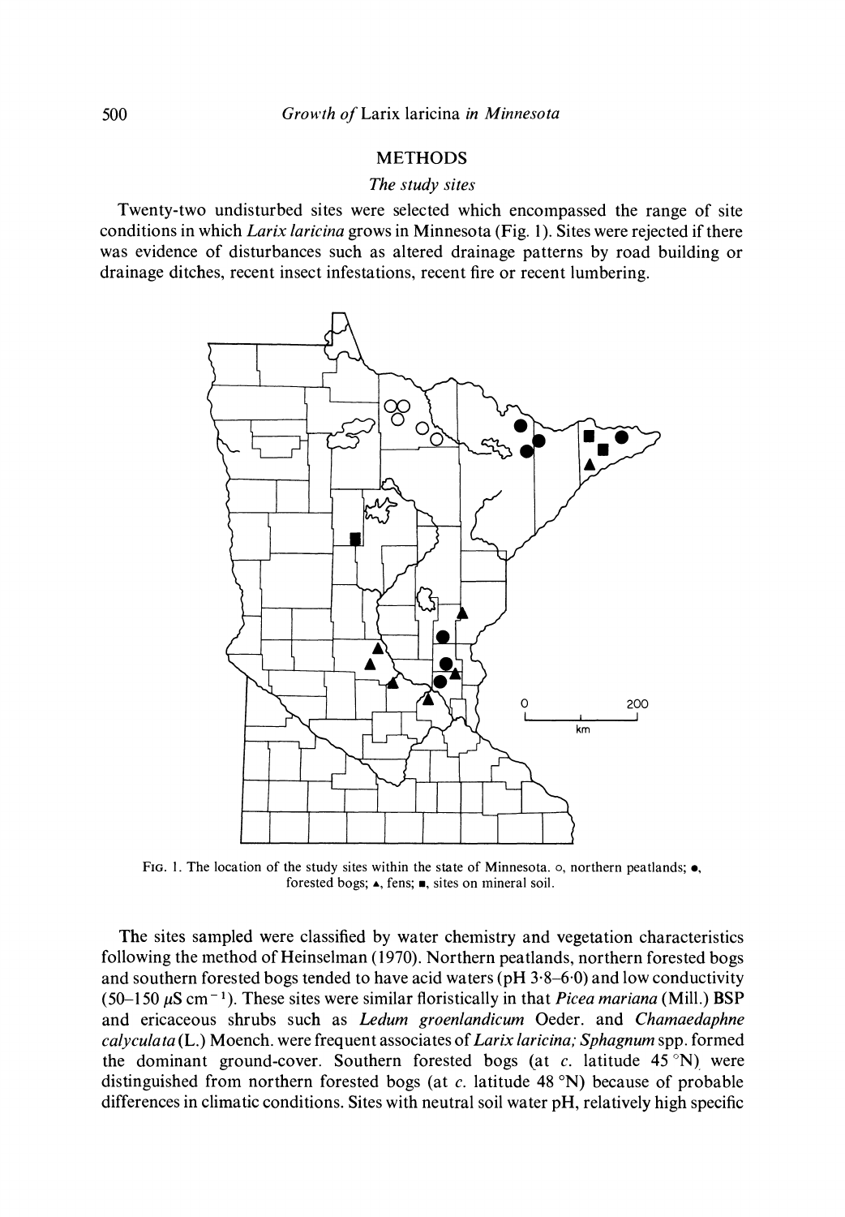## METHODS

### *The study sites*

Twenty-two undisturbed sites were selected which encompassed the range of site conditions in which *Larix laricina* grows in Minnesota (Fig. 1). Sites were rejected if there was evidence of disturbances such as altered drainage patterns by road building or drainage ditches, recent insect infestations, recent fire or recent lumbering.

FIG. 1. The location of the study sites within the state of Minnesota. ○, northern peatlands; ●, forested bogs; ▲, fens; ■, sites on mineral soil.

The sites sampled were classified by water chemistry and vegetation characteristics following the method of Heinselman (1970). Northern peatlands, northern forested bogs and southern forested bogs tended to have acid waters (pH 3·8–6·0) and low conductivity (50–150 $\mu$S cm$^{-1}$). These sites were similar floristically in that *Picea mariana* (Mill.) BSP and ericaceous shrubs such as *Ledum groenlandicum* Oeder. and *Chamaedaphne calyculata* (L.) Moench. were frequent associates of *Larix laricina; Sphagnum* spp. formed the dominant ground-cover. Southern forested bogs (at *c.* latitude 45 °N) were distinguished from northern forested bogs (at *c.* latitude 48 °N) because of probable differences in climatic conditions. Sites with neutral soil water pH, relatively high specific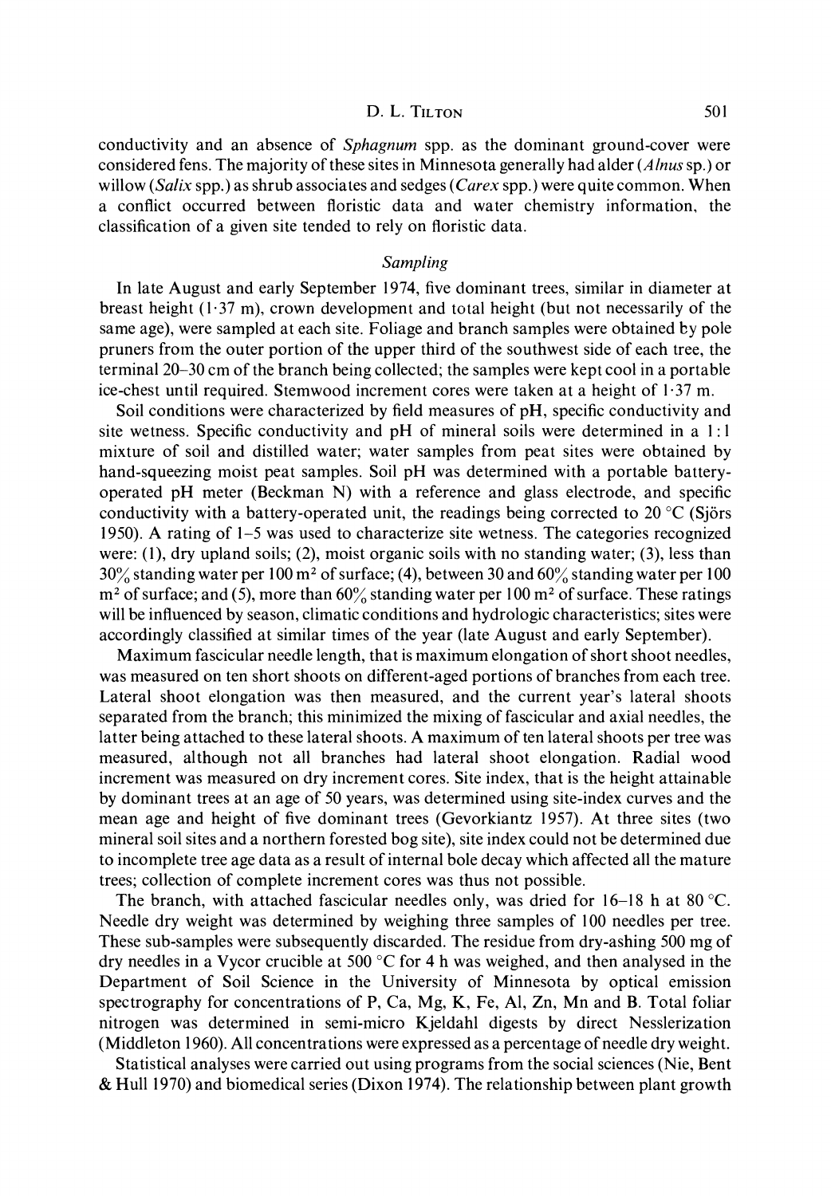conductivity and an absence of *Sphagnum* spp. as the dominant ground-cover were considered fens. The majority of these sites in Minnesota generally had alder (*Alnus* sp.) or willow (*Salix* spp.) as shrub associates and sedges (*Carex* spp.) were quite common. When a conflict occurred between floristic data and water chemistry information, the classification of a given site tended to rely on floristic data.

### *Sampling*

In late August and early September 1974, five dominant trees, similar in diameter at breast height (1·37 m), crown development and total height (but not necessarily of the same age), were sampled at each site. Foliage and branch samples were obtained by pole pruners from the outer portion of the upper third of the southwest side of each tree, the terminal 20–30 cm of the branch being collected; the samples were kept cool in a portable ice-chest until required. Stemwood increment cores were taken at a height of 1·37 m.

Soil conditions were characterized by field measures of pH, specific conductivity and site wetness. Specific conductivity and pH of mineral soils were determined in a 1 : 1 mixture of soil and distilled water; water samples from peat sites were obtained by hand-squeezing moist peat samples. Soil pH was determined with a portable battery-operated pH meter (Beckman N) with a reference and glass electrode, and specific conductivity with a battery-operated unit, the readings being corrected to 20 °C (Sjörs 1950). A rating of 1–5 was used to characterize site wetness. The categories recognized were: (1), dry upland soils; (2), moist organic soils with no standing water; (3), less than 30% standing water per 100 m$^2$ of surface; (4), between 30 and 60% standing water per 100 m$^2$ of surface; and (5), more than 60% standing water per 100 m$^2$ of surface. These ratings will be influenced by season, climatic conditions and hydrologic characteristics; sites were accordingly classified at similar times of the year (late August and early September).

Maximum fascicular needle length, that is maximum elongation of short shoot needles, was measured on ten short shoots on different-aged portions of branches from each tree. Lateral shoot elongation was then measured, and the current year's lateral shoots separated from the branch; this minimized the mixing of fascicular and axial needles, the latter being attached to these lateral shoots. A maximum of ten lateral shoots per tree was measured, although not all branches had lateral shoot elongation. Radial wood increment was measured on dry increment cores. Site index, that is the height attainable by dominant trees at an age of 50 years, was determined using site-index curves and the mean age and height of five dominant trees (Gevorkiantz 1957). At three sites (two mineral soil sites and a northern forested bog site), site index could not be determined due to incomplete tree age data as a result of internal bole decay which affected all the mature trees; collection of complete increment cores was thus not possible.

The branch, with attached fascicular needles only, was dried for 16–18 h at 80 °C. Needle dry weight was determined by weighing three samples of 100 needles per tree. These sub-samples were subsequently discarded. The residue from dry-ashing 500 mg of dry needles in a Vycor crucible at 500 °C for 4 h was weighed, and then analysed in the Department of Soil Science in the University of Minnesota by optical emission spectrography for concentrations of P, Ca, Mg, K, Fe, Al, Zn, Mn and B. Total foliar nitrogen was determined in semi-micro Kjeldahl digests by direct Nesslerization (Middleton 1960). All concentrations were expressed as a percentage of needle dry weight.

Statistical analyses were carried out using programs from the social sciences (Nie, Bent & Hull 1970) and biomedical series (Dixon 1974). The relationship between plant growth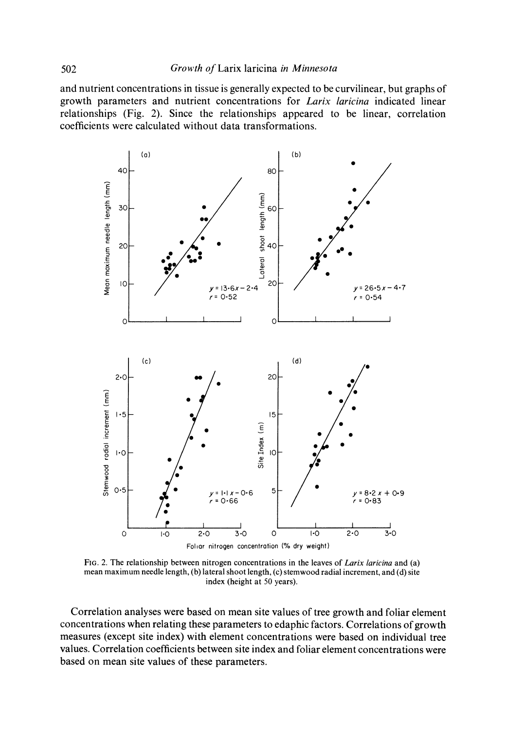and nutrient concentrations in tissue is generally expected to be curvilinear, but graphs of growth parameters and nutrient concentrations for *Larix laricina* indicated linear relationships (Fig. 2). Since the relationships appeared to be linear, correlation coefficients were calculated without data transformations.

FIG. 2. The relationship between nitrogen concentrations in the leaves of *Larix laricina* and (a) mean maximum needle length, (b) lateral shoot length, (c) stemwood radial increment, and (d) site index (height at 50 years).

Correlation analyses were based on mean site values of tree growth and foliar element concentrations when relating these parameters to edaphic factors. Correlations of growth measures (except site index) with element concentrations were based on individual tree values. Correlation coefficients between site index and foliar element concentrations were based on mean site values of these parameters.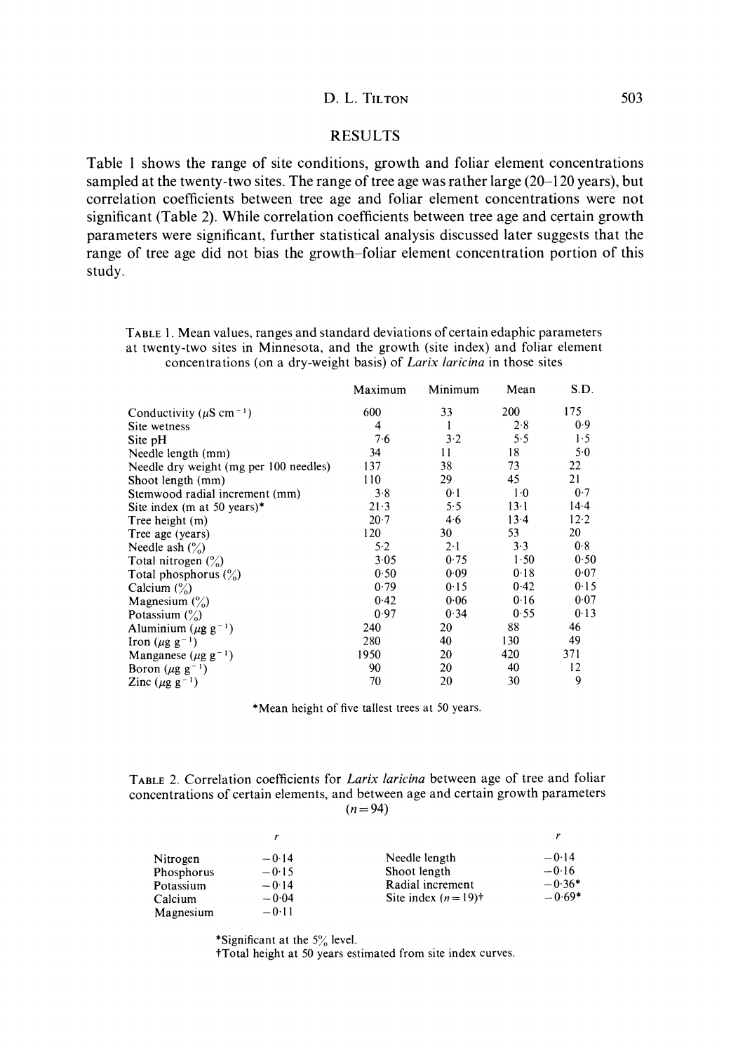## RESULTS

Table 1 shows the range of site conditions, growth and foliar element concentrations sampled at the twenty-two sites. The range of tree age was rather large (20–120 years), but correlation coefficients between tree age and foliar element concentrations were not significant (Table 2). While correlation coefficients between tree age and certain growth parameters were significant, further statistical analysis discussed later suggests that the range of tree age did not bias the growth–foliar element concentration portion of this study.

TABLE 1. Mean values, ranges and standard deviations of certain edaphic parameters at twenty-two sites in Minnesota, and the growth (site index) and foliar element concentrations (on a dry-weight basis) of *Larix laricina* in those sites

| | Maximum | Minimum | Mean | S.D. |
|---|---|---|---|---|
| Conductivity ($\mu$S cm$^{-1}$) | 600 | 33 | 200 | 175 |
| Site wetness | 4 | 1 | 2·8 | 0·9 |
| Site pH | 7·6 | 3·2 | 5·5 | 1·5 |
| Needle length (mm) | 34 | 11 | 18 | 5·0 |
| Needle dry weight (mg per 100 needles) | 137 | 38 | 73 | 22 |
| Shoot length (mm) | 110 | 29 | 45 | 21 |
| Stemwood radial increment (mm) | 3·8 | 0·1 | 1·0 | 0·7 |
| Site index (m at 50 years)* | 21·3 | 5·5 | 13·1 | 14·4 |
| Tree height (m) | 20·7 | 4·6 | 13·4 | 12·2 |
| Tree age (years) | 120 | 30 | 53 | 20 |
| Needle ash (%) | 5·2 | 2·1 | 3·3 | 0·8 |
| Total nitrogen (%) | 3·05 | 0·75 | 1·50 | 0·50 |
| Total phosphorus (%) | 0·50 | 0·09 | 0·18 | 0·07 |
| Calcium (%) | 0·79 | 0·15 | 0·42 | 0·15 |
| Magnesium (%) | 0·42 | 0·06 | 0·16 | 0·07 |
| Potassium (%) | 0·97 | 0·34 | 0·55 | 0·13 |
| Aluminium ($\mu$g g$^{-1}$) | 240 | 20 | 88 | 46 |
| Iron ($\mu$g g$^{-1}$) | 280 | 40 | 130 | 49 |
| Manganese ($\mu$g g$^{-1}$) | 1950 | 20 | 420 | 371 |
| Boron ($\mu$g g$^{-1}$) | 90 | 20 | 40 | 12 |
| Zinc ($\mu$g g$^{-1}$) | 70 | 20 | 30 | 9 |

*Mean height of five tallest trees at 50 years.

TABLE 2. Correlation coefficients for *Larix laricina* between age of tree and foliar concentrations of certain elements, and between age and certain growth parameters ($n = 94$)

| | $r$ | | $r$ |
|---|---|---|---|
| Nitrogen | −0·14 | Needle length | −0·14 |
| Phosphorus | −0·15 | Shoot length | −0·16 |
| Potassium | −0·14 | Radial increment | −0·36* |
| Calcium | −0·04 | Site index ($n = 19$)† | −0·69* |
| Magnesium | −0·11 | | |

*Significant at the 5% level.
†Total height at 50 years estimated from site index curves.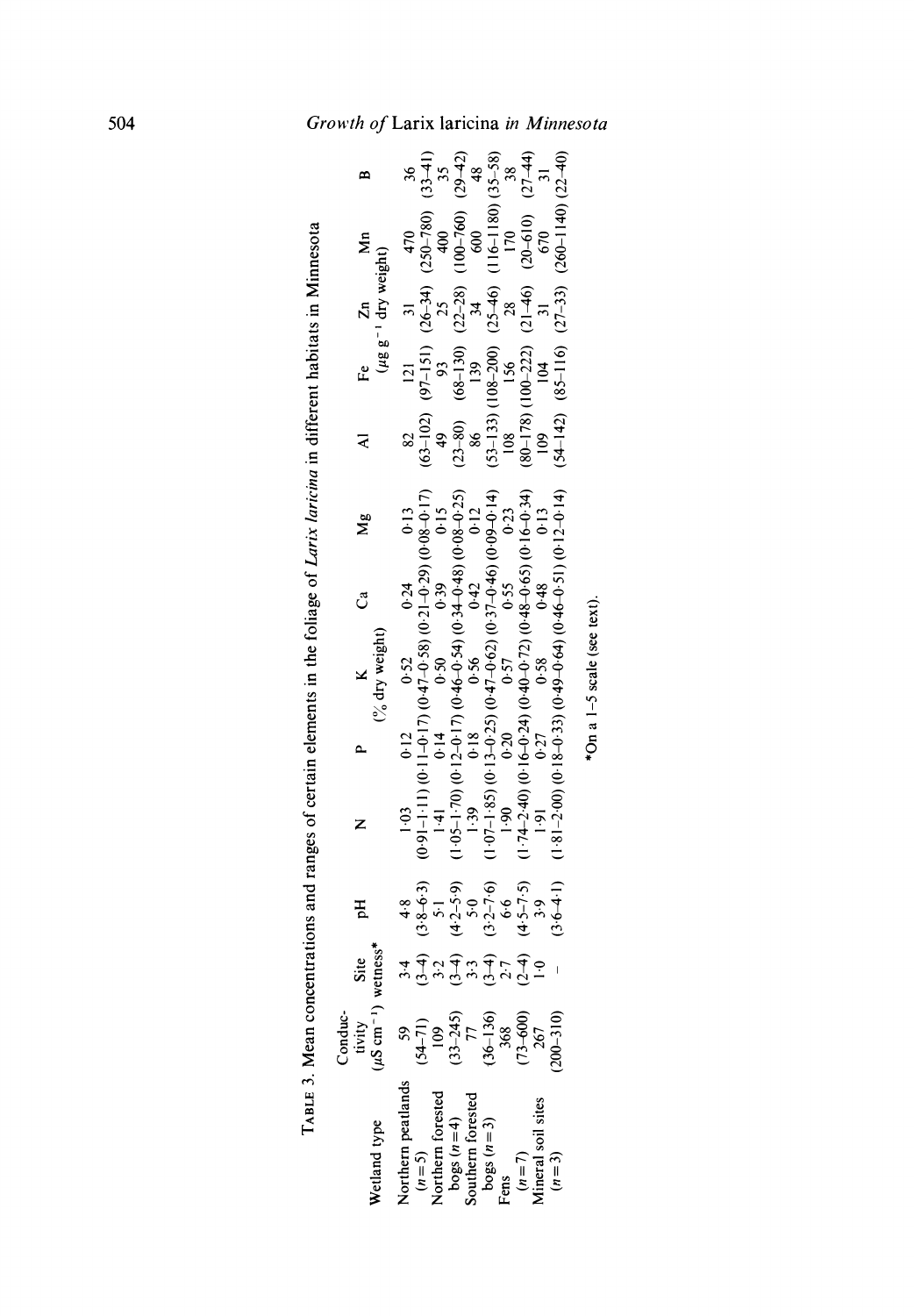TABLE 3. Mean concentrations and ranges of certain elements in the foliage of *Larix laricina* in different habitats in Minnesota

| Wetland type | Conductivity ($\mu$S cm$^{-1}$) | Site wetness* | pH | N | P | K | Ca | Mg | Al | Fe | Zn | Mn | B |
|---|---|---|---|---|---|---|---|---|---|---|---|---|---|
| | | | | | | (% dry weight) | | | | ($\mu$g g$^{-1}$ dry weight) | | | |
| Northern peatlands | 59 | 3·4 | 4·8 | 1·03 | 0·12 | 0·52 | 0·24 | 0·13 | 82 | 121 | 31 | 470 | 36 |
| ($n=5$) | (54–71) | (3–4) | (3·8–6·3) | (0·91–1·11) | (0·11–0·17) | (0·47–0·58) | (0·21–0·29) | (0·08–0·17) | (63–102) | (97–151) | (26–34) | (250–780) | (33–41) |
| Northern forested | 109 | 3·2 | 5·1 | 1·41 | 0·14 | 0·50 | 0·39 | 0·15 | 49 | 93 | 25 | 400 | 35 |
| bogs ($n=4$) | (33–245) | (3–4) | (4·2–5·9) | (1·05–1·70) | (0·12–0·17) | (0·46–0·54) | (0·34–0·48) | (0·08–0·25) | (23–80) | (68–130) | (22–28) | (100–760) | (29–42) |
| Southern forested | 77 | 3·3 | 5·0 | 1·39 | 0·18 | 0·56 | 0·42 | 0·12 | 86 | 139 | 34 | 600 | 48 |
| bogs ($n=3$) | (36–136) | (3–4) | (3·2–7·6) | (1·07–1·85) | (0·13–0·25) | (0·47–0·62) | (0·37–0·46) | (0·09–0·14) | (53–133) | (108–200) | (25–46) | (116–1180) | (35–58) |
| Fens | 368 | 2·7 | 6·6 | 1·90 | 0·20 | 0·57 | 0·55 | 0·23 | 108 | 156 | 28 | 170 | 38 |
| ($n=7$) | (73–600) | (2–4) | (4·5–7·5) | (1·74–2·40) | (0·16–0·24) | (0·40–0·72) | (0·48–0·65) | (0·16–0·34) | (80–178) | (100–222) | (21–46) | (20–610) | (27–44) |
| Mineral soil sites | 267 | 1·0 | 3·9 | 1·91 | 0·27 | 0·58 | 0·48 | 0·13 | 109 | 104 | 31 | 670 | 31 |
| ($n=3$) | (200–310) | — | (3·6–4·1) | (1·81–2·00) | (0·18–0·33) | (0·49–0·64) | (0·46–0·51) | (0·12–0·14) | (54–142) | (85–116) | (27–33) | (260–1140) | (22–40) |

*On a 1–5 scale (see text).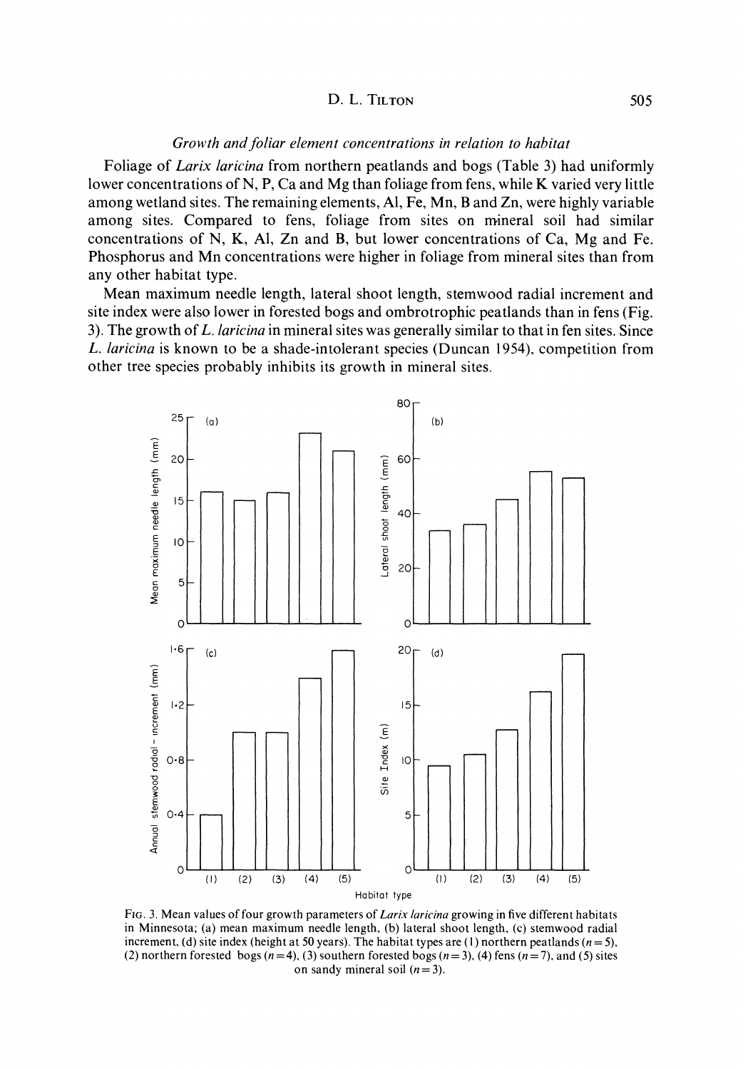### *Growth and foliar element concentrations in relation to habitat*

Foliage of *Larix laricina* from northern peatlands and bogs (Table 3) had uniformly lower concentrations of N, P, Ca and Mg than foliage from fens, while K varied very little among wetland sites. The remaining elements, Al, Fe, Mn, B and Zn, were highly variable among sites. Compared to fens, foliage from sites on mineral soil had similar concentrations of N, K, Al, Zn and B, but lower concentrations of Ca, Mg and Fe. Phosphorus and Mn concentrations were higher in foliage from mineral sites than from any other habitat type.

Mean maximum needle length, lateral shoot length, stemwood radial increment and site index were also lower in forested bogs and ombrotrophic peatlands than in fens (Fig. 3). The growth of *L. laricina* in mineral sites was generally similar to that in fen sites. Since *L. laricina* is known to be a shade-intolerant species (Duncan 1954), competition from other tree species probably inhibits its growth in mineral sites.

FIG. 3. Mean values of four growth parameters of *Larix laricina* growing in five different habitats in Minnesota; (a) mean maximum needle length, (b) lateral shoot length, (c) stemwood radial increment, (d) site index (height at 50 years). The habitat types are (1) northern peatlands ($n = 5$), (2) northern forested bogs ($n = 4$), (3) southern forested bogs ($n = 3$), (4) fens ($n = 7$), and (5) sites on sandy mineral soil ($n = 3$).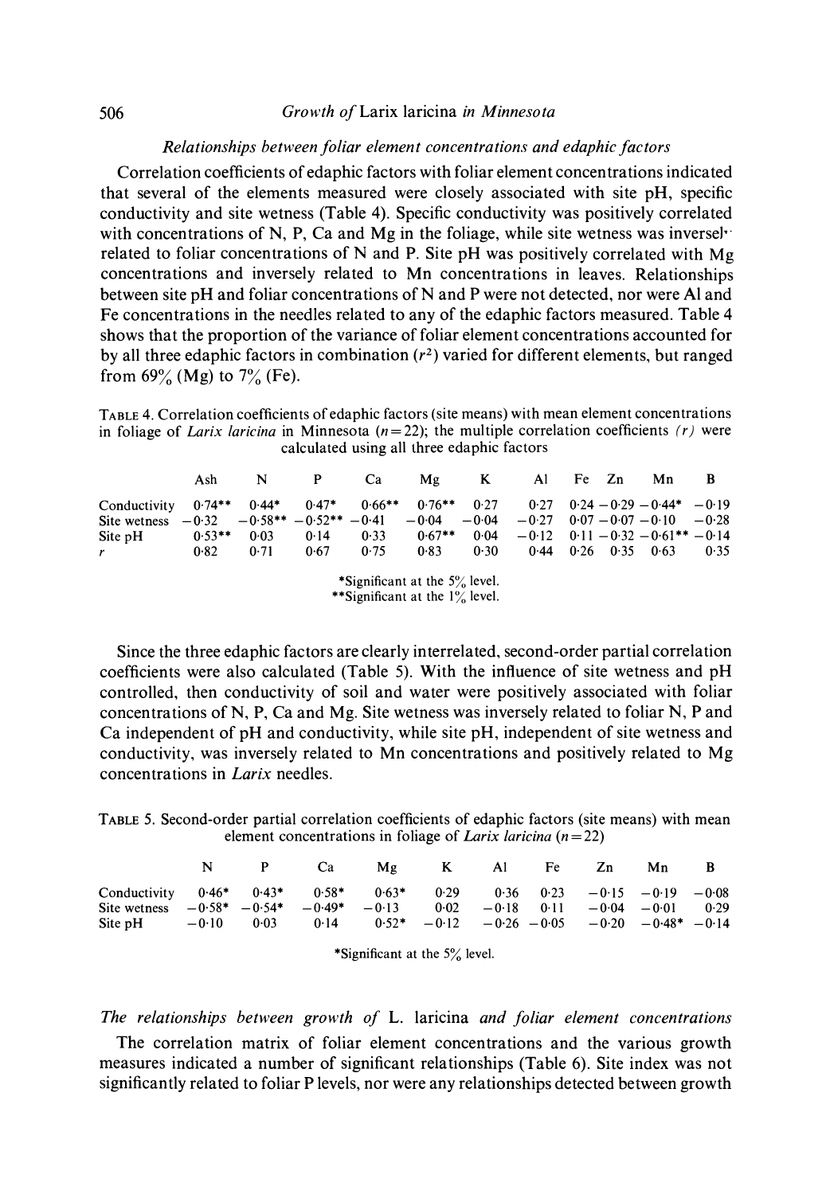### *Relationships between foliar element concentrations and edaphic factors*

Correlation coefficients of edaphic factors with foliar element concentrations indicated that several of the elements measured were closely associated with site pH, specific conductivity and site wetness (Table 4). Specific conductivity was positively correlated with concentrations of N, P, Ca and Mg in the foliage, while site wetness was inversely related to foliar concentrations of N and P. Site pH was positively correlated with Mg concentrations and inversely related to Mn concentrations in leaves. Relationships between site pH and foliar concentrations of N and P were not detected, nor were Al and Fe concentrations in the needles related to any of the edaphic factors measured. Table 4 shows that the proportion of the variance of foliar element concentrations accounted for by all three edaphic factors in combination ($r^2$) varied for different elements, but ranged from 69% (Mg) to 7% (Fe).

TABLE 4. Correlation coefficients of edaphic factors (site means) with mean element concentrations in foliage of *Larix laricina* in Minnesota ($n=22$); the multiple correlation coefficients *(r)* were calculated using all three edaphic factors

| | Ash | N | P | Ca | Mg | K | Al | Fe | Zn | Mn | B |
|---|---|---|---|---|---|---|---|---|---|---|---|
| Conductivity | 0·74** | 0·44* | 0·47* | 0·66** | 0·76** | 0·27 | 0·27 | 0·24 | −0·29 | −0·44* | −0·19 |
| Site wetness | −0·32 | −0·58** | −0·52** | −0·41 | −0·04 | −0·04 | −0·27 | 0·07 | −0·07 | −0·10 | −0·28 |
| Site pH | 0·53** | 0·03 | 0·14 | 0·33 | 0·67** | 0·04 | −0·12 | 0·11 | −0·32 | −0·61** | −0·14 |
| *r* | 0·82 | 0·71 | 0·67 | 0·75 | 0·83 | 0·30 | 0·44 | 0·26 | 0·35 | 0·63 | 0·35 |

*Significant at the 5% level.
**Significant at the 1% level.

Since the three edaphic factors are clearly interrelated, second-order partial correlation coefficients were also calculated (Table 5). With the influence of site wetness and pH controlled, then conductivity of soil and water were positively associated with foliar concentrations of N, P, Ca and Mg. Site wetness was inversely related to foliar N, P and Ca independent of pH and conductivity, while site pH, independent of site wetness and conductivity, was inversely related to Mn concentrations and positively related to Mg concentrations in *Larix* needles.

TABLE 5. Second-order partial correlation coefficients of edaphic factors (site means) with mean element concentrations in foliage of *Larix laricina* ($n=22$)

| | N | P | Ca | Mg | K | Al | Fe | Zn | Mn | B |
|---|---|---|---|---|---|---|---|---|---|---|
| Conductivity | 0·46* | 0·43* | 0·58* | 0·63* | 0·29 | 0·36 | 0·23 | −0·15 | −0·19 | −0·08 |
| Site wetness | −0·58* | −0·54* | −0·49* | −0·13 | 0·02 | −0·18 | 0·11 | −0·04 | −0·01 | 0·29 |
| Site pH | −0·10 | 0·03 | 0·14 | 0·52* | −0·12 | −0·26 | −0·05 | −0·20 | −0·48* | −0·14 |

*Significant at the 5% level.

### *The relationships between growth of* L. laricina *and foliar element concentrations*

The correlation matrix of foliar element concentrations and the various growth measures indicated a number of significant relationships (Table 6). Site index was not significantly related to foliar P levels, nor were any relationships detected between growth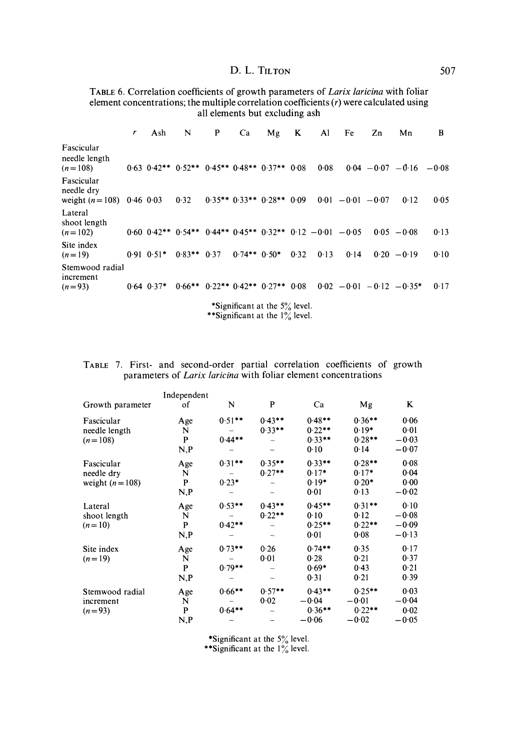TABLE 6. Correlation coefficients of growth parameters of *Larix laricina* with foliar element concentrations; the multiple correlation coefficients (*r*) were calculated using all elements but excluding ash

| | *r* | Ash | N | P | Ca | Mg | K | Al | Fe | Zn | Mn | B |
|---|---|---|---|---|---|---|---|---|---|---|---|---|
| Fascicular needle length ($n=108$) | 0·63 | 0·42** | 0·52** | 0·45** | 0·48** | 0·37** | 0·08 | 0·08 | 0·04 | −0·07 | −0·16 | −0·08 |
| Fascicular needle dry weight ($n=108$) | 0·46 | 0·03 | 0·32 | 0·35** | 0·33** | 0·28** | 0·09 | 0·01 | −0·01 | −0·07 | 0·12 | 0·05 |
| Lateral shoot length ($n=102$) | 0·60 | 0·42** | 0·54** | 0·44** | 0·45** | 0·32** | 0·12 | −0·01 | −0·05 | 0·05 | −0·08 | 0·13 |
| Site index ($n=19$) | 0·91 | 0·51* | 0·83** | 0·37 | 0·74** | 0·50* | 0·32 | 0·13 | 0·14 | 0·20 | −0·19 | 0·10 |
| Stemwood radial increment ($n=93$) | 0·64 | 0·37* | 0·66** | 0·22** | 0·42** | 0·27** | 0·08 | 0·02 | −0·01 | −0·12 | −0·35* | 0·17 |

*Significant at the 5% level.
**Significant at the 1% level.

TABLE 7. First- and second-order partial correlation coefficients of growth parameters of *Larix laricina* with foliar element concentrations

| Growth parameter | Independent of | N | P | Ca | Mg | K |
|---|---|---|---|---|---|---|
| Fascicular needle length ($n=108$) | Age | 0·51** | 0·43** | 0·48** | 0·36** | 0·06 |
| | N | – | 0·33** | 0·22** | 0·19* | 0·01 |
| | P | 0·44** | – | 0·33** | 0·28** | −0·03 |
| | N,P | – | – | 0·10 | 0·14 | −0·07 |
| Fascicular needle dry weight ($n=108$) | Age | 0·31** | 0·35** | 0·33** | 0·28** | 0·08 |
| | N | – | 0·27** | 0·17* | 0·17* | 0·04 |
| | P | 0·23* | – | 0·19* | 0·20* | 0·00 |
| | N,P | – | – | 0·01 | 0·13 | −0·02 |
| Lateral shoot length ($n=10$) | Age | 0·53** | 0·43** | 0·45** | 0·31** | 0·10 |
| | N | – | 0·22** | 0·10 | 0·12 | −0·08 |
| | P | 0·42** | – | 0·25** | 0·22** | −0·09 |
| | N,P | – | – | 0·01 | 0·08 | −0·13 |
| Site index ($n=19$) | Age | 0·73** | 0·26 | 0·74** | 0·35 | 0·17 |
| | N | – | 0·01 | 0·28 | 0·21 | 0·37 |
| | P | 0·79** | – | 0·69* | 0·43 | 0·21 |
| | N,P | – | – | 0·31 | 0·21 | 0·39 |
| Stemwood radial increment ($n=93$) | Age | 0·66** | 0·57** | 0·43** | 0·25** | 0·03 |
| | N | – | 0·02 | −0·04 | −0·01 | −0·04 |
| | P | 0·64** | – | 0·36** | 0·22** | 0·02 |
| | N,P | – | – | −0·06 | −0·02 | −0·05 |

*Significant at the 5% level.
**Significant at the 1% level.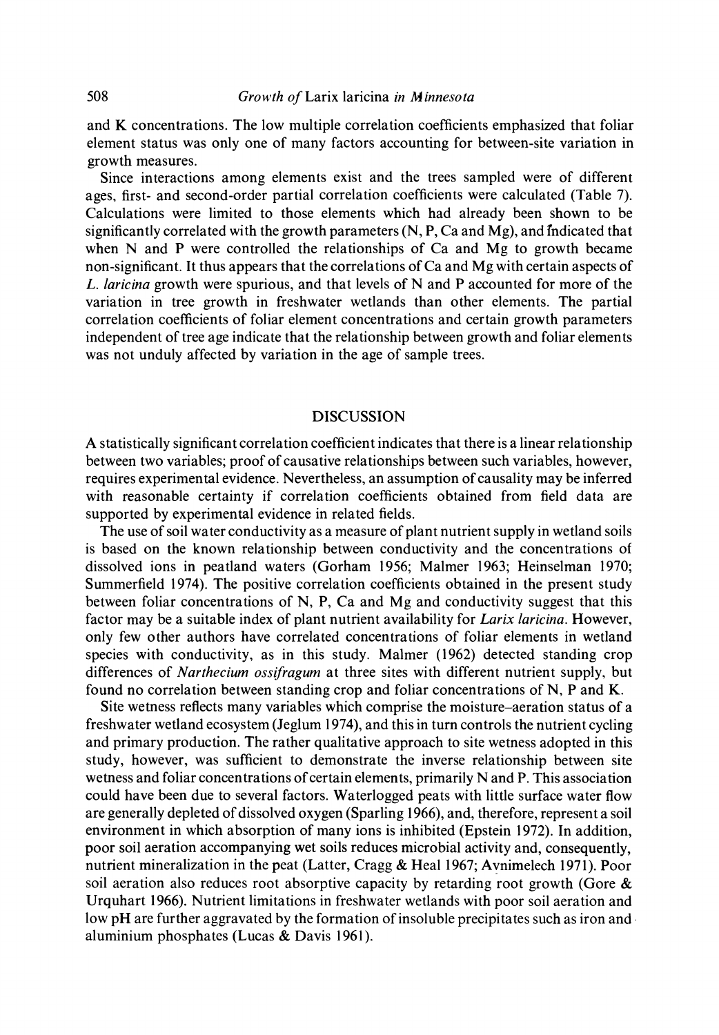and K concentrations. The low multiple correlation coefficients emphasized that foliar element status was only one of many factors accounting for between-site variation in growth measures.

Since interactions among elements exist and the trees sampled were of different ages, first- and second-order partial correlation coefficients were calculated (Table 7). Calculations were limited to those elements which had already been shown to be significantly correlated with the growth parameters (N, P, Ca and Mg), and indicated that when N and P were controlled the relationships of Ca and Mg to growth became non-significant. It thus appears that the correlations of Ca and Mg with certain aspects of *L. laricina* growth were spurious, and that levels of N and P accounted for more of the variation in tree growth in freshwater wetlands than other elements. The partial correlation coefficients of foliar element concentrations and certain growth parameters independent of tree age indicate that the relationship between growth and foliar elements was not unduly affected by variation in the age of sample trees.

## DISCUSSION

A statistically significant correlation coefficient indicates that there is a linear relationship between two variables; proof of causative relationships between such variables, however, requires experimental evidence. Nevertheless, an assumption of causality may be inferred with reasonable certainty if correlation coefficients obtained from field data are supported by experimental evidence in related fields.

The use of soil water conductivity as a measure of plant nutrient supply in wetland soils is based on the known relationship between conductivity and the concentrations of dissolved ions in peatland waters (Gorham 1956; Malmer 1963; Heinselman 1970; Summerfield 1974). The positive correlation coefficients obtained in the present study between foliar concentrations of N, P, Ca and Mg and conductivity suggest that this factor may be a suitable index of plant nutrient availability for *Larix laricina*. However, only few other authors have correlated concentrations of foliar elements in wetland species with conductivity, as in this study. Malmer (1962) detected standing crop differences of *Narthecium ossifragum* at three sites with different nutrient supply, but found no correlation between standing crop and foliar concentrations of N, P and K.

Site wetness reflects many variables which comprise the moisture–aeration status of a freshwater wetland ecosystem (Jeglum 1974), and this in turn controls the nutrient cycling and primary production. The rather qualitative approach to site wetness adopted in this study, however, was sufficient to demonstrate the inverse relationship between site wetness and foliar concentrations of certain elements, primarily N and P. This association could have been due to several factors. Waterlogged peats with little surface water flow are generally depleted of dissolved oxygen (Sparling 1966), and, therefore, represent a soil environment in which absorption of many ions is inhibited (Epstein 1972). In addition, poor soil aeration accompanying wet soils reduces microbial activity and, consequently, nutrient mineralization in the peat (Latter, Cragg & Heal 1967; Avnimelech 1971). Poor soil aeration also reduces root absorptive capacity by retarding root growth (Gore & Urquhart 1966). Nutrient limitations in freshwater wetlands with poor soil aeration and low pH are further aggravated by the formation of insoluble precipitates such as iron and aluminium phosphates (Lucas & Davis 1961).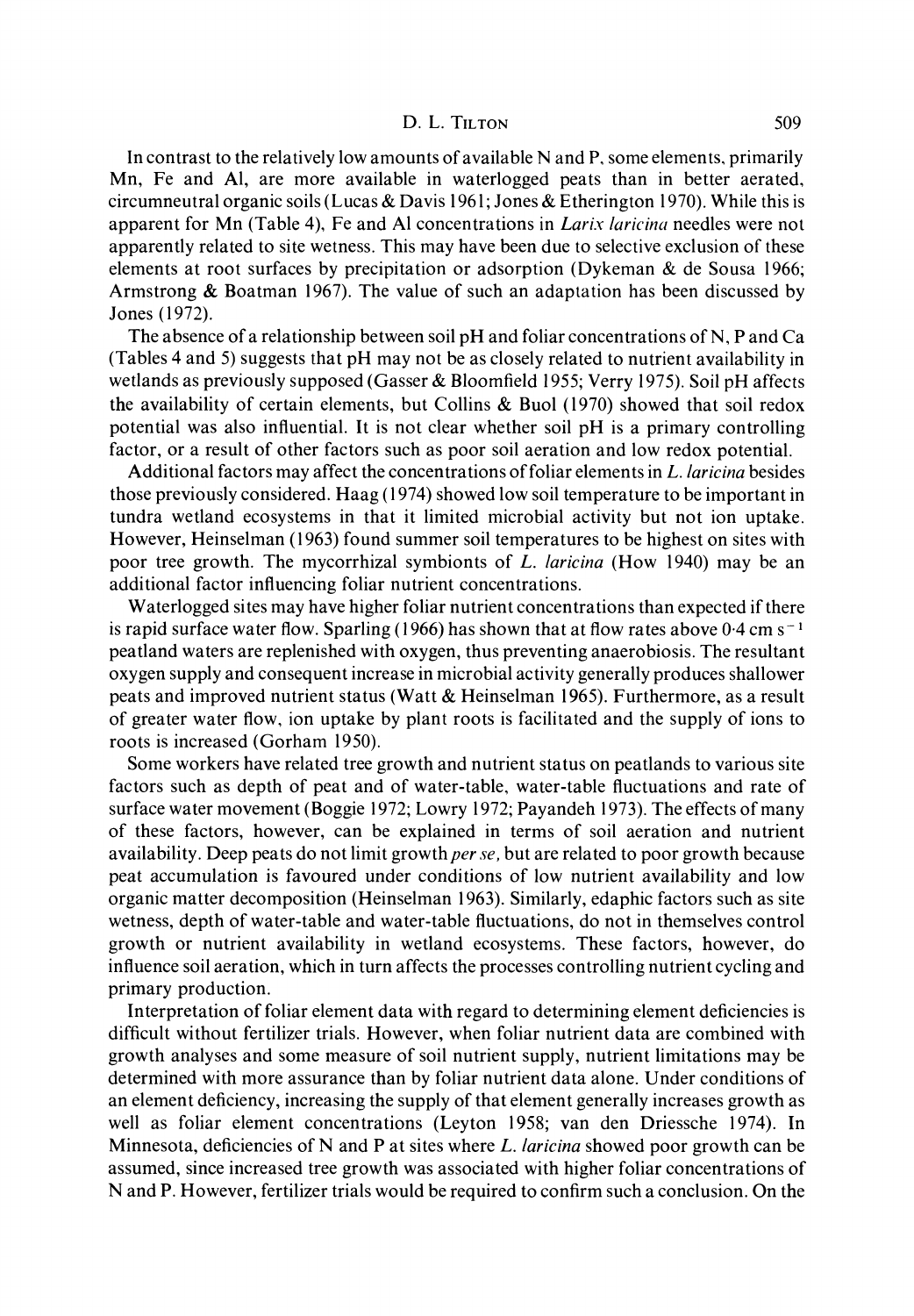In contrast to the relatively low amounts of available N and P, some elements, primarily Mn, Fe and Al, are more available in waterlogged peats than in better aerated, circumneutral organic soils (Lucas & Davis 1961; Jones & Etherington 1970). While this is apparent for Mn (Table 4), Fe and Al concentrations in *Larix laricina* needles were not apparently related to site wetness. This may have been due to selective exclusion of these elements at root surfaces by precipitation or adsorption (Dykeman & de Sousa 1966; Armstrong & Boatman 1967). The value of such an adaptation has been discussed by Jones (1972).

The absence of a relationship between soil pH and foliar concentrations of N, P and Ca (Tables 4 and 5) suggests that pH may not be as closely related to nutrient availability in wetlands as previously supposed (Gasser & Bloomfield 1955; Verry 1975). Soil pH affects the availability of certain elements, but Collins & Buol (1970) showed that soil redox potential was also influential. It is not clear whether soil pH is a primary controlling factor, or a result of other factors such as poor soil aeration and low redox potential.

Additional factors may affect the concentrations of foliar elements in *L. laricina* besides those previously considered. Haag (1974) showed low soil temperature to be important in tundra wetland ecosystems in that it limited microbial activity but not ion uptake. However, Heinselman (1963) found summer soil temperatures to be highest on sites with poor tree growth. The mycorrhizal symbionts of *L. laricina* (How 1940) may be an additional factor influencing foliar nutrient concentrations.

Waterlogged sites may have higher foliar nutrient concentrations than expected if there is rapid surface water flow. Sparling (1966) has shown that at flow rates above 0·4 cm $s^{-1}$ peatland waters are replenished with oxygen, thus preventing anaerobiosis. The resultant oxygen supply and consequent increase in microbial activity generally produces shallower peats and improved nutrient status (Watt & Heinselman 1965). Furthermore, as a result of greater water flow, ion uptake by plant roots is facilitated and the supply of ions to roots is increased (Gorham 1950).

Some workers have related tree growth and nutrient status on peatlands to various site factors such as depth of peat and of water-table, water-table fluctuations and rate of surface water movement (Boggie 1972; Lowry 1972; Payandeh 1973). The effects of many of these factors, however, can be explained in terms of soil aeration and nutrient availability. Deep peats do not limit growth *per se*, but are related to poor growth because peat accumulation is favoured under conditions of low nutrient availability and low organic matter decomposition (Heinselman 1963). Similarly, edaphic factors such as site wetness, depth of water-table and water-table fluctuations, do not in themselves control growth or nutrient availability in wetland ecosystems. These factors, however, do influence soil aeration, which in turn affects the processes controlling nutrient cycling and primary production.

Interpretation of foliar element data with regard to determining element deficiencies is difficult without fertilizer trials. However, when foliar nutrient data are combined with growth analyses and some measure of soil nutrient supply, nutrient limitations may be determined with more assurance than by foliar nutrient data alone. Under conditions of an element deficiency, increasing the supply of that element generally increases growth as well as foliar element concentrations (Leyton 1958; van den Driessche 1974). In Minnesota, deficiencies of N and P at sites where *L. laricina* showed poor growth can be assumed, since increased tree growth was associated with higher foliar concentrations of N and P. However, fertilizer trials would be required to confirm such a conclusion. On the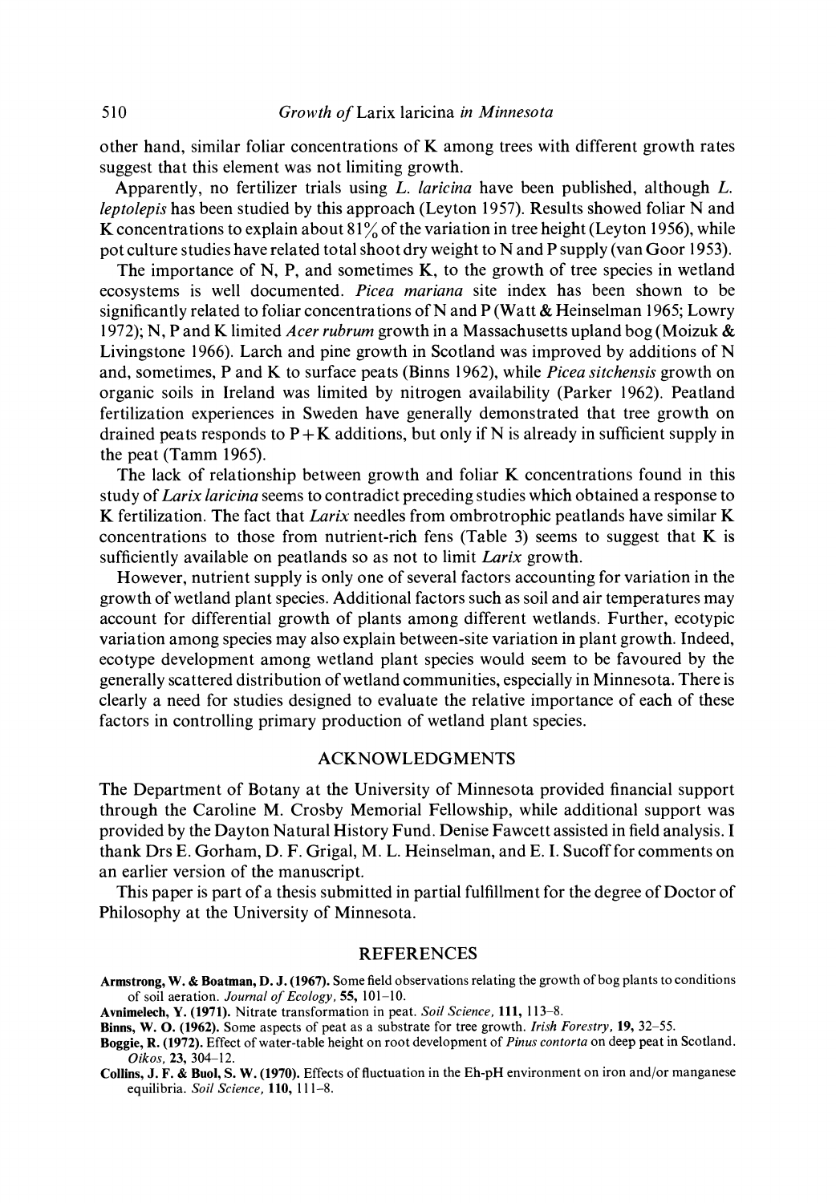other hand, similar foliar concentrations of K among trees with different growth rates suggest that this element was not limiting growth.

Apparently, no fertilizer trials using *L. laricina* have been published, although *L. leptolepis* has been studied by this approach (Leyton 1957). Results showed foliar N and K concentrations to explain about 81% of the variation in tree height (Leyton 1956), while pot culture studies have related total shoot dry weight to N and P supply (van Goor 1953).

The importance of N, P, and sometimes K, to the growth of tree species in wetland ecosystems is well documented. *Picea mariana* site index has been shown to be significantly related to foliar concentrations of N and P (Watt & Heinselman 1965; Lowry 1972); N, P and K limited *Acer rubrum* growth in a Massachusetts upland bog (Moizuk & Livingstone 1966). Larch and pine growth in Scotland was improved by additions of N and, sometimes, P and K to surface peats (Binns 1962), while *Picea sitchensis* growth on organic soils in Ireland was limited by nitrogen availability (Parker 1962). Peatland fertilization experiences in Sweden have generally demonstrated that tree growth on drained peats responds to P+K additions, but only if N is already in sufficient supply in the peat (Tamm 1965).

The lack of relationship between growth and foliar K concentrations found in this study of *Larix laricina* seems to contradict preceding studies which obtained a response to K fertilization. The fact that *Larix* needles from ombrotrophic peatlands have similar K concentrations to those from nutrient-rich fens (Table 3) seems to suggest that K is sufficiently available on peatlands so as not to limit *Larix* growth.

However, nutrient supply is only one of several factors accounting for variation in the growth of wetland plant species. Additional factors such as soil and air temperatures may account for differential growth of plants among different wetlands. Further, ecotypic variation among species may also explain between-site variation in plant growth. Indeed, ecotype development among wetland plant species would seem to be favoured by the generally scattered distribution of wetland communities, especially in Minnesota. There is clearly a need for studies designed to evaluate the relative importance of each of these factors in controlling primary production of wetland plant species.

## ACKNOWLEDGMENTS

The Department of Botany at the University of Minnesota provided financial support through the Caroline M. Crosby Memorial Fellowship, while additional support was provided by the Dayton Natural History Fund. Denise Fawcett assisted in field analysis. I thank Drs E. Gorham, D. F. Grigal, M. L. Heinselman, and E. I. Sucoff for comments on an earlier version of the manuscript.

This paper is part of a thesis submitted in partial fulfillment for the degree of Doctor of Philosophy at the University of Minnesota.

## REFERENCES

**Armstrong, W. & Boatman, D. J. (1967).** Some field observations relating the growth of bog plants to conditions of soil aeration. *Journal of Ecology*, **55**, 101–10.

**Avnimelech, Y. (1971).** Nitrate transformation in peat. *Soil Science*, **111**, 113–8.

**Binns, W. O. (1962).** Some aspects of peat as a substrate for tree growth. *Irish Forestry*, **19**, 32–55.

**Boggie, R. (1972).** Effect of water-table height on root development of *Pinus contorta* on deep peat in Scotland. *Oikos*, **23**, 304–12.

**Collins, J. F. & Buol, S. W. (1970).** Effects of fluctuation in the Eh-pH environment on iron and/or manganese equilibria. *Soil Science*, **110**, 111–8.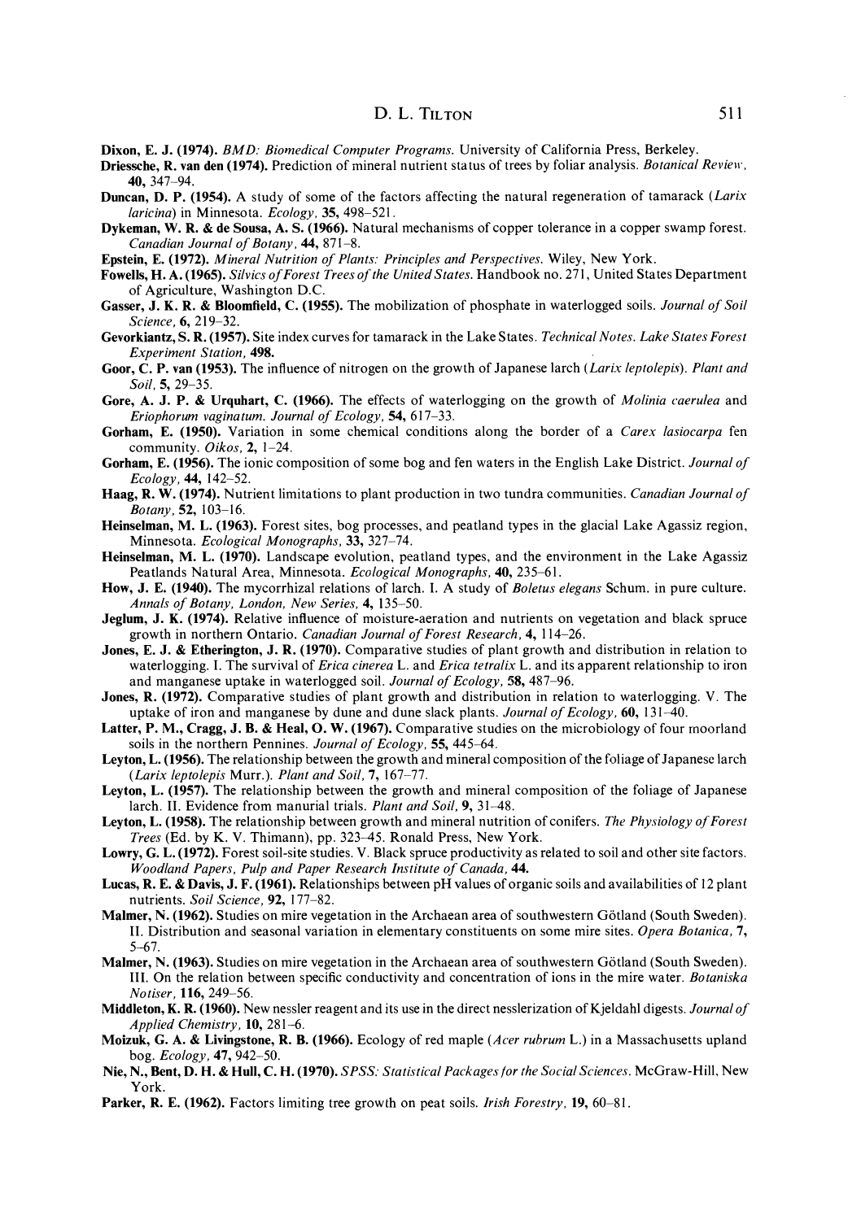**Dixon, E. J. (1974).** *BMD: Biomedical Computer Programs.* University of California Press, Berkeley.

**Driessche, R. van den (1974).** Prediction of mineral nutrient status of trees by foliar analysis. *Botanical Review*, **40,** 347–94.

**Duncan, D. P. (1954).** A study of some of the factors affecting the natural regeneration of tamarack (*Larix laricina*) in Minnesota. *Ecology*, **35,** 498–521.

**Dykeman, W. R. & de Sousa, A. S. (1966).** Natural mechanisms of copper tolerance in a copper swamp forest. *Canadian Journal of Botany*, **44,** 871–8.

**Epstein, E. (1972).** *Mineral Nutrition of Plants: Principles and Perspectives.* Wiley, New York.

**Fowells, H. A. (1965).** *Silvics of Forest Trees of the United States.* Handbook no. 271, United States Department of Agriculture, Washington D.C.

**Gasser, J. K. R. & Bloomfield, C. (1955).** The mobilization of phosphate in waterlogged soils. *Journal of Soil Science*, **6,** 219–32.

**Gevorkiantz, S. R. (1957).** Site index curves for tamarack in the Lake States. *Technical Notes. Lake States Forest Experiment Station*, **498.**

**Goor, C. P. van (1953).** The influence of nitrogen on the growth of Japanese larch (*Larix leptolepis*). *Plant and Soil*, **5,** 29–35.

**Gore, A. J. P. & Urquhart, C. (1966).** The effects of waterlogging on the growth of *Molinia caerulea* and *Eriophorum vaginatum*. *Journal of Ecology*, **54,** 617–33.

**Gorham, E. (1950).** Variation in some chemical conditions along the border of a *Carex lasiocarpa* fen community. *Oikos*, **2,** 1–24.

**Gorham, E. (1956).** The ionic composition of some bog and fen waters in the English Lake District. *Journal of Ecology*, **44,** 142–52.

**Haag, R. W. (1974).** Nutrient limitations to plant production in two tundra communities. *Canadian Journal of Botany*, **52,** 103–16.

**Heinselman, M. L. (1963).** Forest sites, bog processes, and peatland types in the glacial Lake Agassiz region, Minnesota. *Ecological Monographs*, **33,** 327–74.

**Heinselman, M. L. (1970).** Landscape evolution, peatland types, and the environment in the Lake Agassiz Peatlands Natural Area, Minnesota. *Ecological Monographs*, **40,** 235–61.

**How, J. E. (1940).** The mycorrhizal relations of larch. I. A study of *Boletus elegans* Schum. in pure culture. *Annals of Botany, London, New Series*, **4,** 135–50.

**Jeglum, J. K. (1974).** Relative influence of moisture-aeration and nutrients on vegetation and black spruce growth in northern Ontario. *Canadian Journal of Forest Research*, **4,** 114–26.

**Jones, E. J. & Etherington, J. R. (1970).** Comparative studies of plant growth and distribution in relation to waterlogging. I. The survival of *Erica cinerea* L. and *Erica tetralix* L. and its apparent relationship to iron and manganese uptake in waterlogged soil. *Journal of Ecology*, **58,** 487–96.

**Jones, R. (1972).** Comparative studies of plant growth and distribution in relation to waterlogging. V. The uptake of iron and manganese by dune and dune slack plants. *Journal of Ecology*, **60,** 131–40.

**Latter, P. M., Cragg, J. B. & Heal, O. W. (1967).** Comparative studies on the microbiology of four moorland soils in the northern Pennines. *Journal of Ecology*, **55,** 445–64.

**Leyton, L. (1956).** The relationship between the growth and mineral composition of the foliage of Japanese larch (*Larix leptolepis* Murr.). *Plant and Soil*, **7,** 167–77.

**Leyton, L. (1957).** The relationship between the growth and mineral composition of the foliage of Japanese larch. II. Evidence from manurial trials. *Plant and Soil*, **9,** 31–48.

**Leyton, L. (1958).** The relationship between growth and mineral nutrition of conifers. *The Physiology of Forest Trees* (Ed. by K. V. Thimann), pp. 323–45. Ronald Press, New York.

**Lowry, G. L. (1972).** Forest soil-site studies. V. Black spruce productivity as related to soil and other site factors. *Woodland Papers, Pulp and Paper Research Institute of Canada*, **44.**

**Lucas, R. E. & Davis, J. F. (1961).** Relationships between pH values of organic soils and availabilities of 12 plant nutrients. *Soil Science*, **92,** 177–82.

**Malmer, N. (1962).** Studies on mire vegetation in the Archaean area of southwestern Götland (South Sweden). II. Distribution and seasonal variation in elementary constituents on some mire sites. *Opera Botanica*, **7,** 5–67.

**Malmer, N. (1963).** Studies on mire vegetation in the Archaean area of southwestern Götland (South Sweden). III. On the relation between specific conductivity and concentration of ions in the mire water. *Botaniska Notiser*, **116,** 249–56.

**Middleton, K. R. (1960).** New nessler reagent and its use in the direct nesslerization of Kjeldahl digests. *Journal of Applied Chemistry*, **10,** 281–6.

**Moizuk, G. A. & Livingstone, R. B. (1966).** Ecology of red maple (*Acer rubrum* L.) in a Massachusetts upland bog. *Ecology*, **47,** 942–50.

**Nie, N., Bent, D. H. & Hull, C. H. (1970).** *SPSS: Statistical Packages for the Social Sciences.* McGraw-Hill, New York.

**Parker, R. E. (1962).** Factors limiting tree growth on peat soils. *Irish Forestry*, **19,** 60–81.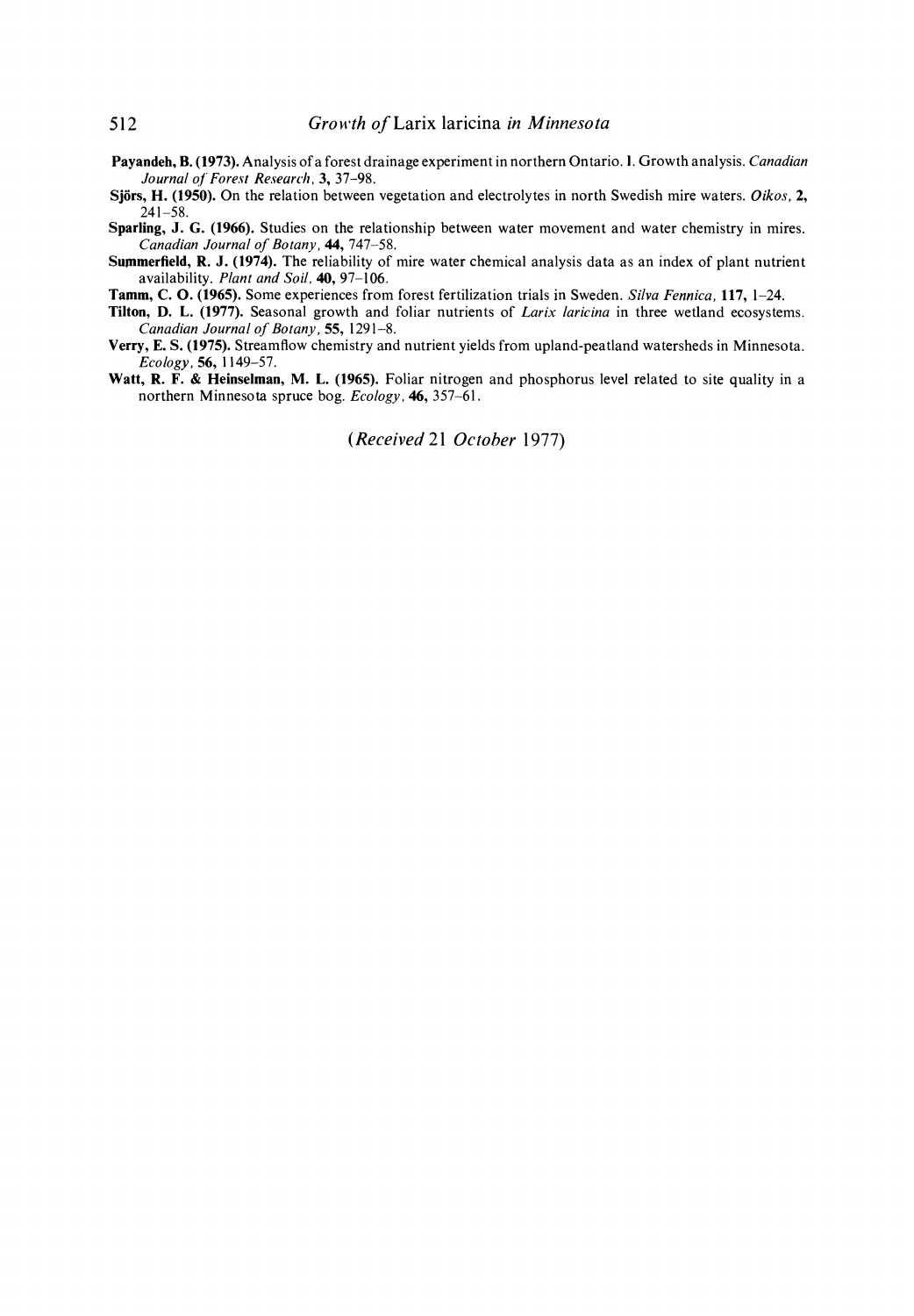**Payandeh, B. (1973).** Analysis of a forest drainage experiment in northern Ontario. I. Growth analysis. *Canadian Journal of Forest Research*, **3**, 37–98.

**Sjörs, H. (1950).** On the relation between vegetation and electrolytes in north Swedish mire waters. *Oikos*, **2**, 241–58.

**Sparling, J. G. (1966).** Studies on the relationship between water movement and water chemistry in mires. *Canadian Journal of Botany*, **44**, 747–58.

**Summerfield, R. J. (1974).** The reliability of mire water chemical analysis data as an index of plant nutrient availability. *Plant and Soil*, **40**, 97–106.

**Tamm, C. O. (1965).** Some experiences from forest fertilization trials in Sweden. *Silva Fennica*, **117**, 1–24.

**Tilton, D. L. (1977).** Seasonal growth and foliar nutrients of *Larix laricina* in three wetland ecosystems. *Canadian Journal of Botany*, **55**, 1291–8.

**Verry, E. S. (1975).** Streamflow chemistry and nutrient yields from upland-peatland watersheds in Minnesota. *Ecology*, **56**, 1149–57.

**Watt, R. F. & Heinselman, M. L. (1965).** Foliar nitrogen and phosphorus level related to site quality in a northern Minnesota spruce bog. *Ecology*, **46**, 357–61.

*(Received 21 October 1977)*